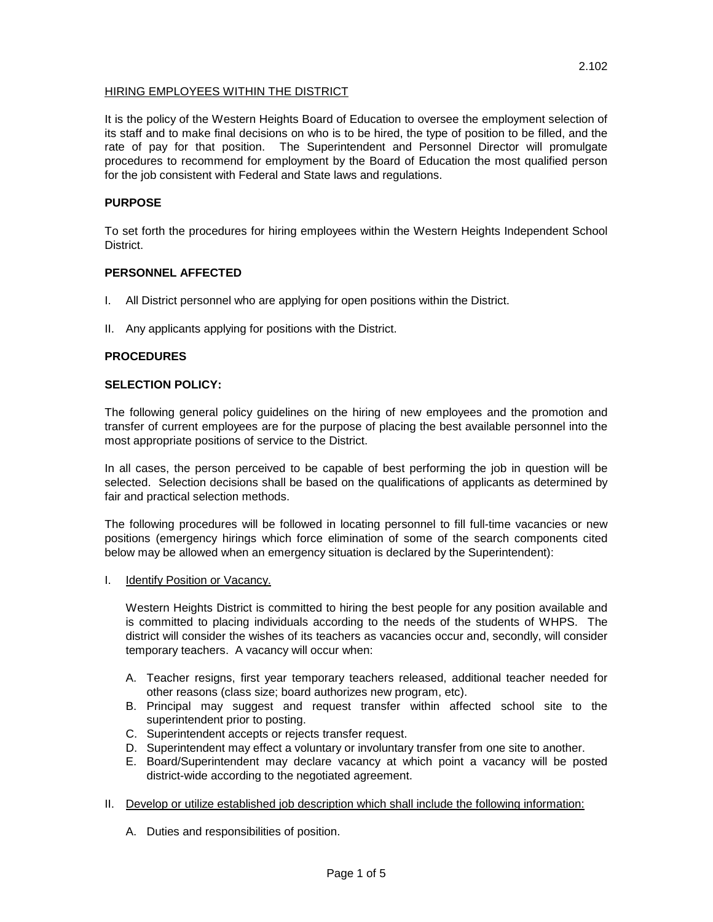2.102

HIRING EMPLOYEES WITHIN THE DISTRICT

It is the policy of the Western Heights Board of Education to oversee the employment selection of its staff and to make final decisions on who is to be hired, the type of position to be filled, and the rate of pay for that position. The Superintendent and Personnel Director will promulgate procedures to recommend for employment by the Board of Education the most qualified person for the job consistent with Federal and State laws and regulations.

**PURPOSE**

To set forth the procedures for hiring employees within the Western Heights Independent School District.

**PERSONNEL AFFECTED**

I. All District personnel who are applying for open positions within the District.

II. Any applicants applying for positions with the District.

**PROCEDURES**

**SELECTION POLICY:**

The following general policy guidelines on the hiring of new employees and the promotion and transfer of current employees are for the purpose of placing the best available personnel into the most appropriate positions of service to the District.

In all cases, the person perceived to be capable of best performing the job in question will be selected. Selection decisions shall be based on the qualifications of applicants as determined by fair and practical selection methods.

The following procedures will be followed in locating personnel to fill full-time vacancies or new positions (emergency hirings which force elimination of some of the search components cited below may be allowed when an emergency situation is declared by the Superintendent):

I. Identify Position or Vacancy.

   Western Heights District is committed to hiring the best people for any position available and is committed to placing individuals according to the needs of the students of WHPS. The district will consider the wishes of its teachers as vacancies occur and, secondly, will consider temporary teachers. A vacancy will occur when:

   A. Teacher resigns, first year temporary teachers released, additional teacher needed for other reasons (class size; board authorizes new program, etc).
   B. Principal may suggest and request transfer within affected school site to the superintendent prior to posting.
   C. Superintendent accepts or rejects transfer request.
   D. Superintendent may effect a voluntary or involuntary transfer from one site to another.
   E. Board/Superintendent may declare vacancy at which point a vacancy will be posted district-wide according to the negotiated agreement.

II. Develop or utilize established job description which shall include the following information:

   A. Duties and responsibilities of position.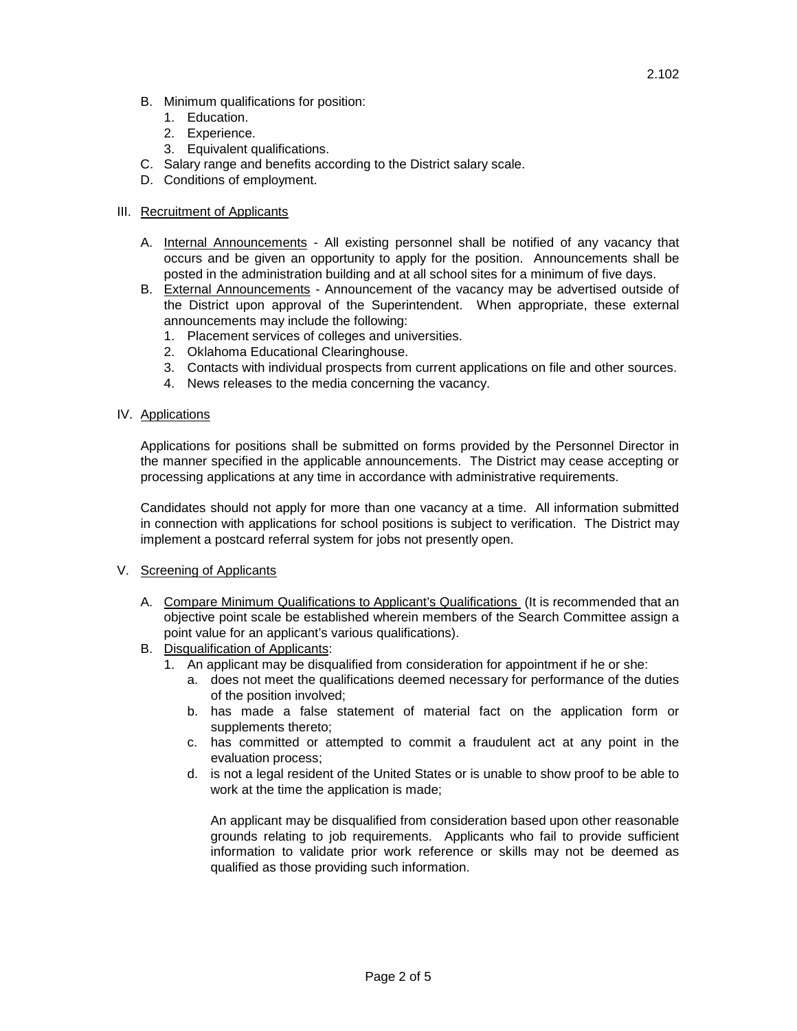B. Minimum qualifications for position:
   1. Education.
   2. Experience.
   3. Equivalent qualifications.

C. Salary range and benefits according to the District salary scale.

D. Conditions of employment.

III. <u>Recruitment of Applicants</u>

A. <u>Internal Announcements</u> - All existing personnel shall be notified of any vacancy that occurs and be given an opportunity to apply for the position. Announcements shall be posted in the administration building and at all school sites for a minimum of five days.

B. <u>External Announcements</u> - Announcement of the vacancy may be advertised outside of the District upon approval of the Superintendent. When appropriate, these external announcements may include the following:
   1. Placement services of colleges and universities.
   2. Oklahoma Educational Clearinghouse.
   3. Contacts with individual prospects from current applications on file and other sources.
   4. News releases to the media concerning the vacancy.

IV. <u>Applications</u>

Applications for positions shall be submitted on forms provided by the Personnel Director in the manner specified in the applicable announcements. The District may cease accepting or processing applications at any time in accordance with administrative requirements.

Candidates should not apply for more than one vacancy at a time. All information submitted in connection with applications for school positions is subject to verification. The District may implement a postcard referral system for jobs not presently open.

V. <u>Screening of Applicants</u>

A. <u>Compare Minimum Qualifications to Applicant's Qualifications</u> (It is recommended that an objective point scale be established wherein members of the Search Committee assign a point value for an applicant's various qualifications).

B. <u>Disqualification of Applicants</u>:
   1. An applicant may be disqualified from consideration for appointment if he or she:
      a. does not meet the qualifications deemed necessary for performance of the duties of the position involved;
      b. has made a false statement of material fact on the application form or supplements thereto;
      c. has committed or attempted to commit a fraudulent act at any point in the evaluation process;
      d. is not a legal resident of the United States or is unable to show proof to be able to work at the time the application is made;

      An applicant may be disqualified from consideration based upon other reasonable grounds relating to job requirements. Applicants who fail to provide sufficient information to validate prior work reference or skills may not be deemed as qualified as those providing such information.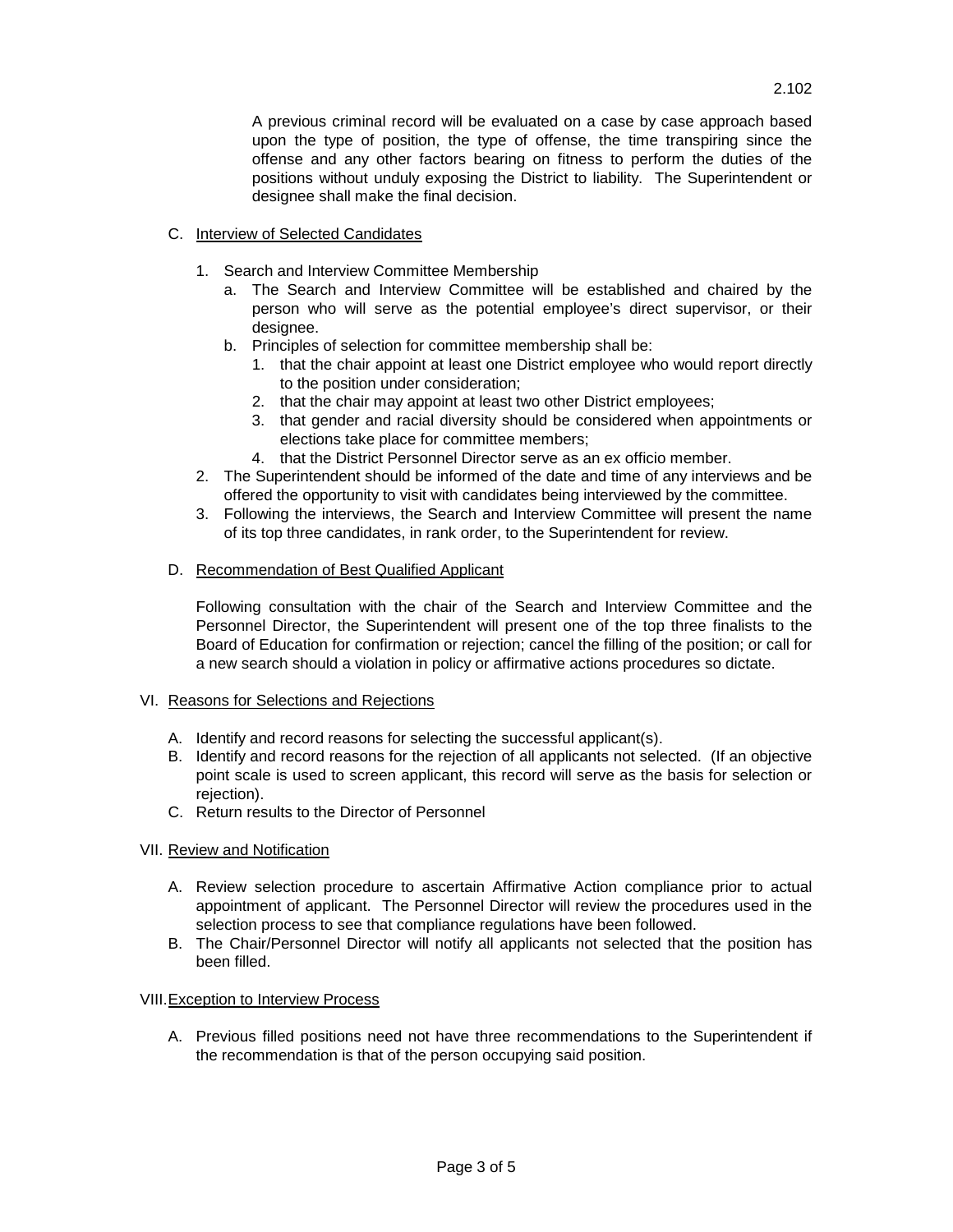A previous criminal record will be evaluated on a case by case approach based upon the type of position, the type of offense, the time transpiring since the offense and any other factors bearing on fitness to perform the duties of the positions without unduly exposing the District to liability. The Superintendent or designee shall make the final decision.

C. Interview of Selected Candidates

   1. Search and Interview Committee Membership
      a. The Search and Interview Committee will be established and chaired by the person who will serve as the potential employee's direct supervisor, or their designee.
      b. Principles of selection for committee membership shall be:
         1. that the chair appoint at least one District employee who would report directly to the position under consideration;
         2. that the chair may appoint at least two other District employees;
         3. that gender and racial diversity should be considered when appointments or elections take place for committee members;
         4. that the District Personnel Director serve as an ex officio member.
   2. The Superintendent should be informed of the date and time of any interviews and be offered the opportunity to visit with candidates being interviewed by the committee.
   3. Following the interviews, the Search and Interview Committee will present the name of its top three candidates, in rank order, to the Superintendent for review.

D. Recommendation of Best Qualified Applicant

   Following consultation with the chair of the Search and Interview Committee and the Personnel Director, the Superintendent will present one of the top three finalists to the Board of Education for confirmation or rejection; cancel the filling of the position; or call for a new search should a violation in policy or affirmative actions procedures so dictate.

VI. Reasons for Selections and Rejections

   A. Identify and record reasons for selecting the successful applicant(s).
   B. Identify and record reasons for the rejection of all applicants not selected. (If an objective point scale is used to screen applicant, this record will serve as the basis for selection or rejection).
   C. Return results to the Director of Personnel

VII. Review and Notification

   A. Review selection procedure to ascertain Affirmative Action compliance prior to actual appointment of applicant. The Personnel Director will review the procedures used in the selection process to see that compliance regulations have been followed.
   B. The Chair/Personnel Director will notify all applicants not selected that the position has been filled.

VIII. Exception to Interview Process

   A. Previous filled positions need not have three recommendations to the Superintendent if the recommendation is that of the person occupying said position.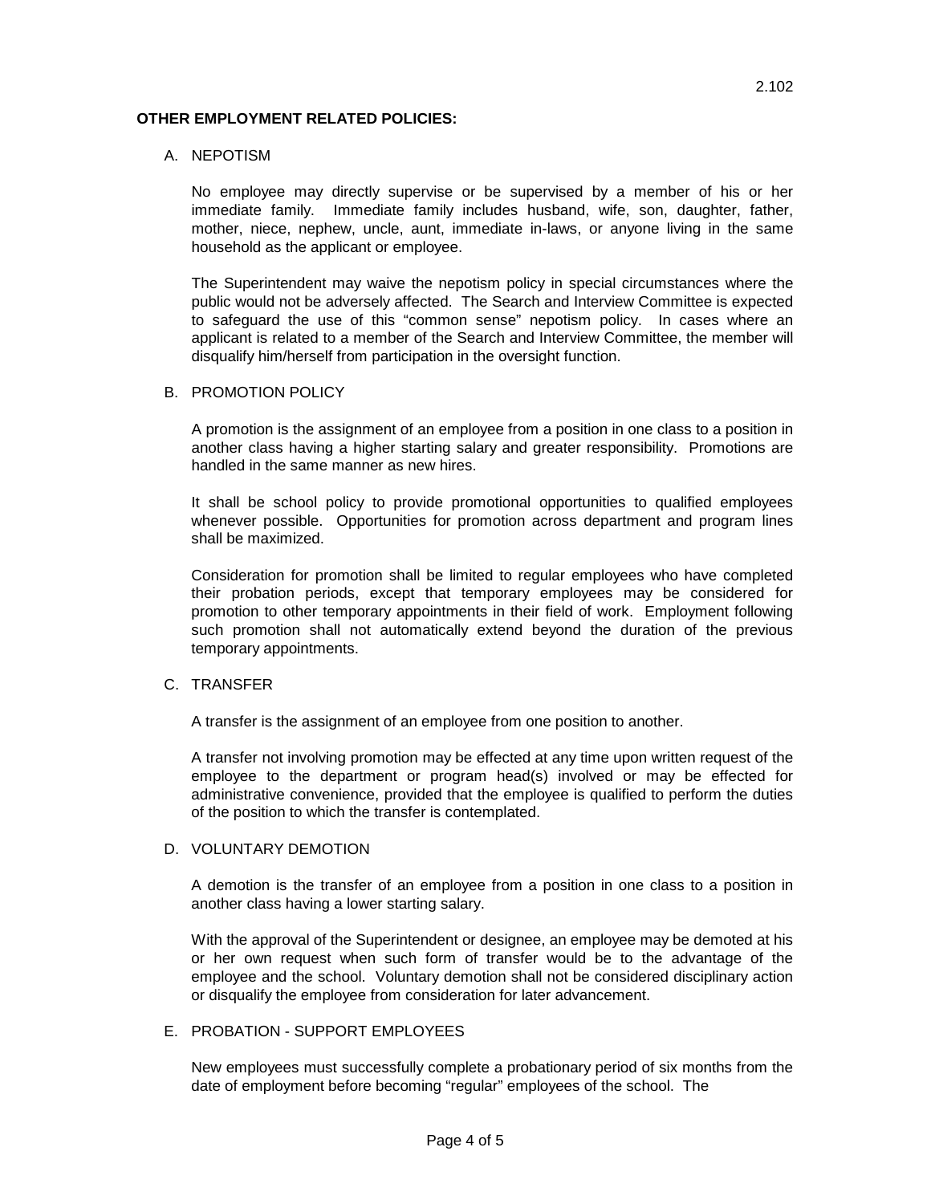**OTHER EMPLOYMENT RELATED POLICIES:**

A. NEPOTISM

No employee may directly supervise or be supervised by a member of his or her immediate family. Immediate family includes husband, wife, son, daughter, father, mother, niece, nephew, uncle, aunt, immediate in-laws, or anyone living in the same household as the applicant or employee.

The Superintendent may waive the nepotism policy in special circumstances where the public would not be adversely affected. The Search and Interview Committee is expected to safeguard the use of this "common sense" nepotism policy. In cases where an applicant is related to a member of the Search and Interview Committee, the member will disqualify him/herself from participation in the oversight function.

B. PROMOTION POLICY

A promotion is the assignment of an employee from a position in one class to a position in another class having a higher starting salary and greater responsibility. Promotions are handled in the same manner as new hires.

It shall be school policy to provide promotional opportunities to qualified employees whenever possible. Opportunities for promotion across department and program lines shall be maximized.

Consideration for promotion shall be limited to regular employees who have completed their probation periods, except that temporary employees may be considered for promotion to other temporary appointments in their field of work. Employment following such promotion shall not automatically extend beyond the duration of the previous temporary appointments.

C. TRANSFER

A transfer is the assignment of an employee from one position to another.

A transfer not involving promotion may be effected at any time upon written request of the employee to the department or program head(s) involved or may be effected for administrative convenience, provided that the employee is qualified to perform the duties of the position to which the transfer is contemplated.

D. VOLUNTARY DEMOTION

A demotion is the transfer of an employee from a position in one class to a position in another class having a lower starting salary.

With the approval of the Superintendent or designee, an employee may be demoted at his or her own request when such form of transfer would be to the advantage of the employee and the school. Voluntary demotion shall not be considered disciplinary action or disqualify the employee from consideration for later advancement.

E. PROBATION - SUPPORT EMPLOYEES

New employees must successfully complete a probationary period of six months from the date of employment before becoming "regular" employees of the school. The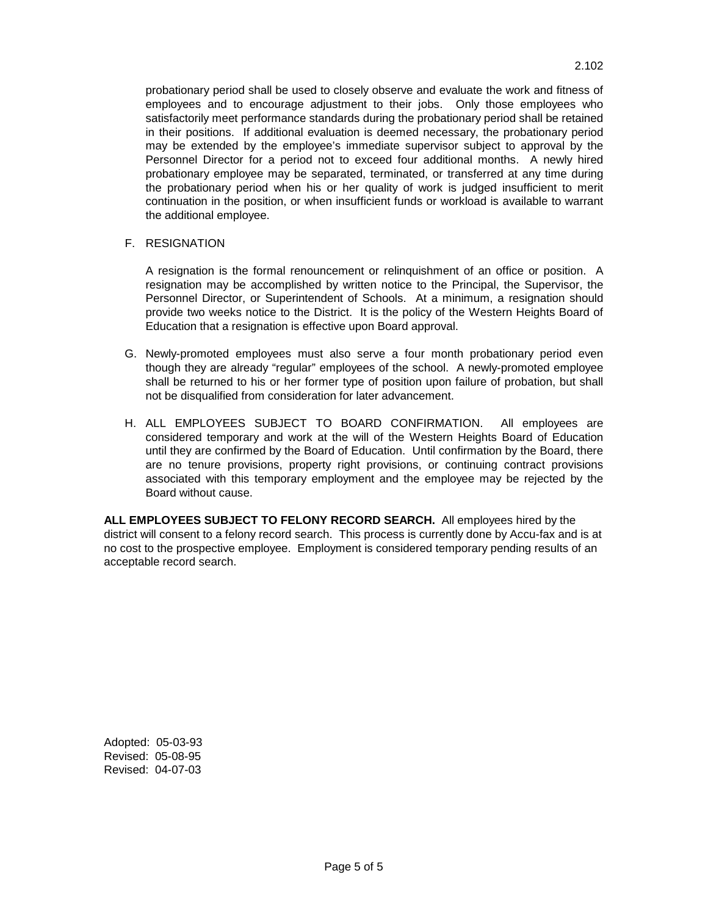probationary period shall be used to closely observe and evaluate the work and fitness of employees and to encourage adjustment to their jobs. Only those employees who satisfactorily meet performance standards during the probationary period shall be retained in their positions. If additional evaluation is deemed necessary, the probationary period may be extended by the employee's immediate supervisor subject to approval by the Personnel Director for a period not to exceed four additional months. A newly hired probationary employee may be separated, terminated, or transferred at any time during the probationary period when his or her quality of work is judged insufficient to merit continuation in the position, or when insufficient funds or workload is available to warrant the additional employee.

F. RESIGNATION

A resignation is the formal renouncement or relinquishment of an office or position. A resignation may be accomplished by written notice to the Principal, the Supervisor, the Personnel Director, or Superintendent of Schools. At a minimum, a resignation should provide two weeks notice to the District. It is the policy of the Western Heights Board of Education that a resignation is effective upon Board approval.

G. Newly-promoted employees must also serve a four month probationary period even though they are already "regular" employees of the school. A newly-promoted employee shall be returned to his or her former type of position upon failure of probation, but shall not be disqualified from consideration for later advancement.

H. ALL EMPLOYEES SUBJECT TO BOARD CONFIRMATION. All employees are considered temporary and work at the will of the Western Heights Board of Education until they are confirmed by the Board of Education. Until confirmation by the Board, there are no tenure provisions, property right provisions, or continuing contract provisions associated with this temporary employment and the employee may be rejected by the Board without cause.

**ALL EMPLOYEES SUBJECT TO FELONY RECORD SEARCH.** All employees hired by the district will consent to a felony record search. This process is currently done by Accu-fax and is at no cost to the prospective employee. Employment is considered temporary pending results of an acceptable record search.

Adopted: 05-03-93
Revised: 05-08-95
Revised: 04-07-03